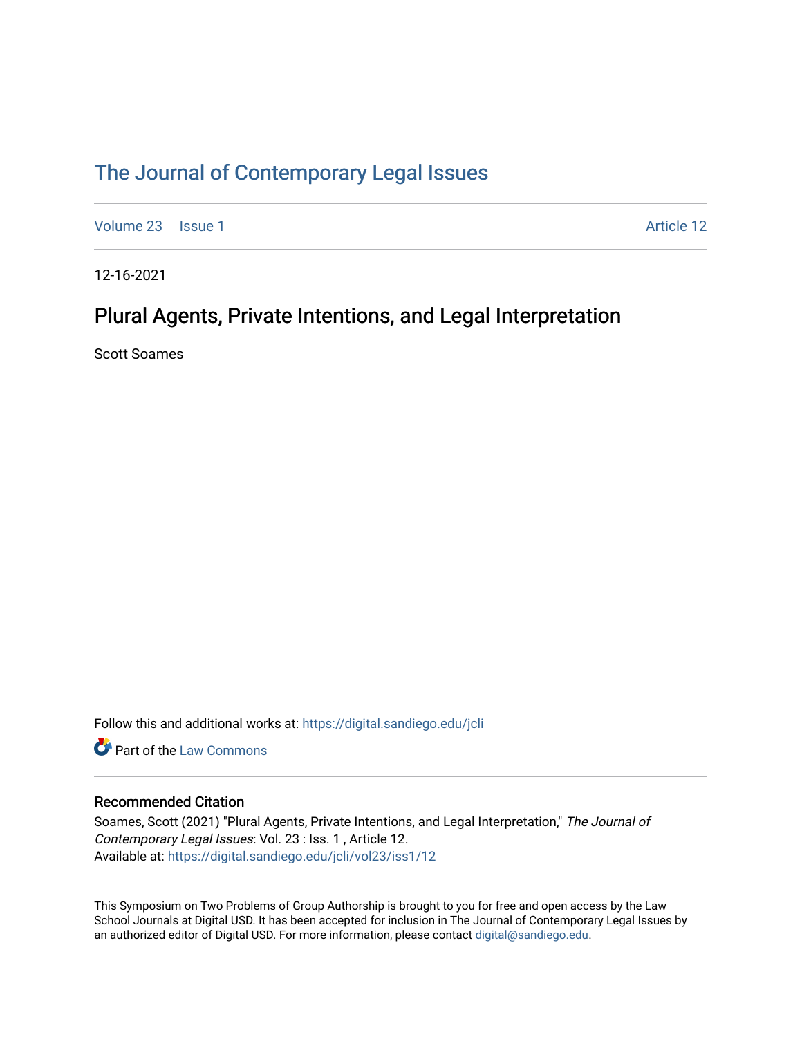# The Journal of Contemporary Legal Issues

Volume 23 | Issue 1 | Article 12

12-16-2021

## Plural Agents, Private Intentions, and Legal Interpretation

Scott Soames

Follow this and additional works at: https://digital.sandiego.edu/jcli

Part of the Law Commons

### Recommended Citation

Soames, Scott (2021) "Plural Agents, Private Intentions, and Legal Interpretation," *The Journal of Contemporary Legal Issues*: Vol. 23 : Iss. 1 , Article 12.
Available at: https://digital.sandiego.edu/jcli/vol23/iss1/12

This Symposium on Two Problems of Group Authorship is brought to you for free and open access by the Law School Journals at Digital USD. It has been accepted for inclusion in The Journal of Contemporary Legal Issues by an authorized editor of Digital USD. For more information, please contact digital@sandiego.edu.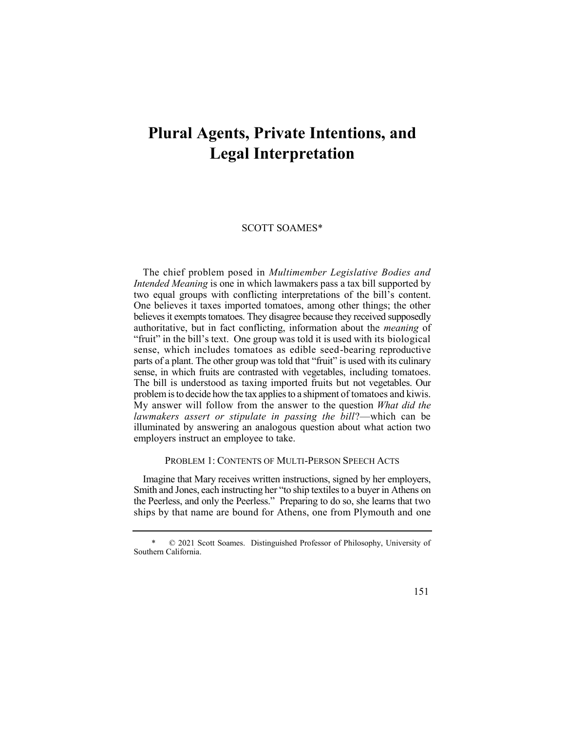# Plural Agents, Private Intentions, and Legal Interpretation

SCOTT SOAMES*

The chief problem posed in *Multimember Legislative Bodies and Intended Meaning* is one in which lawmakers pass a tax bill supported by two equal groups with conflicting interpretations of the bill's content. One believes it taxes imported tomatoes, among other things; the other believes it exempts tomatoes. They disagree because they received supposedly authoritative, but in fact conflicting, information about the *meaning* of "fruit" in the bill's text. One group was told it is used with its biological sense, which includes tomatoes as edible seed-bearing reproductive parts of a plant. The other group was told that "fruit" is used with its culinary sense, in which fruits are contrasted with vegetables, including tomatoes. The bill is understood as taxing imported fruits but not vegetables. Our problem is to decide how the tax applies to a shipment of tomatoes and kiwis. My answer will follow from the answer to the question *What did the lawmakers assert or stipulate in passing the bill*?—which can be illuminated by answering an analogous question about what action two employers instruct an employee to take.

## PROBLEM 1: CONTENTS OF MULTI-PERSON SPEECH ACTS

Imagine that Mary receives written instructions, signed by her employers, Smith and Jones, each instructing her "to ship textiles to a buyer in Athens on the Peerless, and only the Peerless." Preparing to do so, she learns that two ships by that name are bound for Athens, one from Plymouth and one

\* © 2021 Scott Soames. Distinguished Professor of Philosophy, University of Southern California.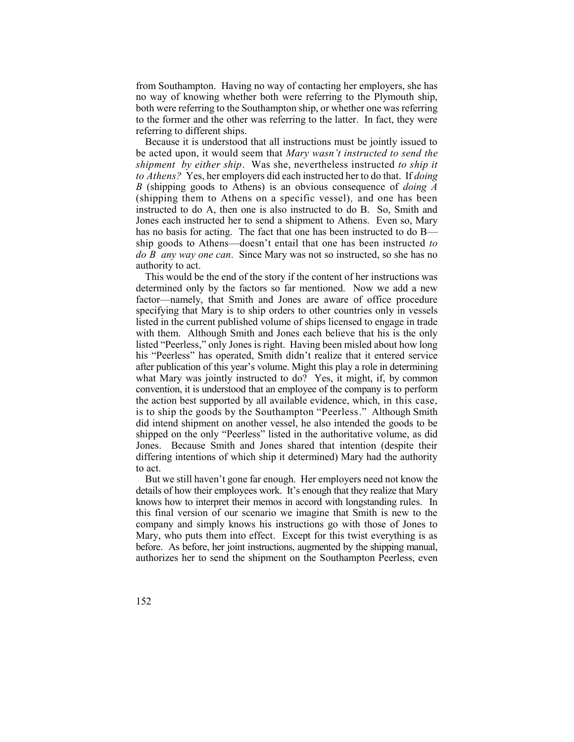from Southampton. Having no way of contacting her employers, she has no way of knowing whether both were referring to the Plymouth ship, both were referring to the Southampton ship, or whether one was referring to the former and the other was referring to the latter. In fact, they were referring to different ships.

Because it is understood that all instructions must be jointly issued to be acted upon, it would seem that *Mary wasn't instructed to send the shipment by either ship*. Was she, nevertheless instructed *to ship it to Athens?* Yes, her employers did each instructed her to do that. If *doing B* (shipping goods to Athens) is an obvious consequence of *doing A* (shipping them to Athens on a specific vessel), and one has been instructed to do A, then one is also instructed to do B. So, Smith and Jones each instructed her to send a shipment to Athens. Even so, Mary has no basis for acting. The fact that one has been instructed to do B—ship goods to Athens—doesn't entail that one has been instructed *to do B any way one can*. Since Mary was not so instructed, so she has no authority to act.

This would be the end of the story if the content of her instructions was determined only by the factors so far mentioned. Now we add a new factor—namely, that Smith and Jones are aware of office procedure specifying that Mary is to ship orders to other countries only in vessels listed in the current published volume of ships licensed to engage in trade with them. Although Smith and Jones each believe that his is the only listed "Peerless," only Jones is right. Having been misled about how long his "Peerless" has operated, Smith didn't realize that it entered service after publication of this year's volume. Might this play a role in determining what Mary was jointly instructed to do? Yes, it might, if, by common convention, it is understood that an employee of the company is to perform the action best supported by all available evidence, which, in this case, is to ship the goods by the Southampton "Peerless." Although Smith did intend shipment on another vessel, he also intended the goods to be shipped on the only "Peerless" listed in the authoritative volume, as did Jones. Because Smith and Jones shared that intention (despite their differing intentions of which ship it determined) Mary had the authority to act.

But we still haven't gone far enough. Her employers need not know the details of how their employees work. It's enough that they realize that Mary knows how to interpret their memos in accord with longstanding rules. In this final version of our scenario we imagine that Smith is new to the company and simply knows his instructions go with those of Jones to Mary, who puts them into effect. Except for this twist everything is as before. As before, her joint instructions, augmented by the shipping manual, authorizes her to send the shipment on the Southampton Peerless, even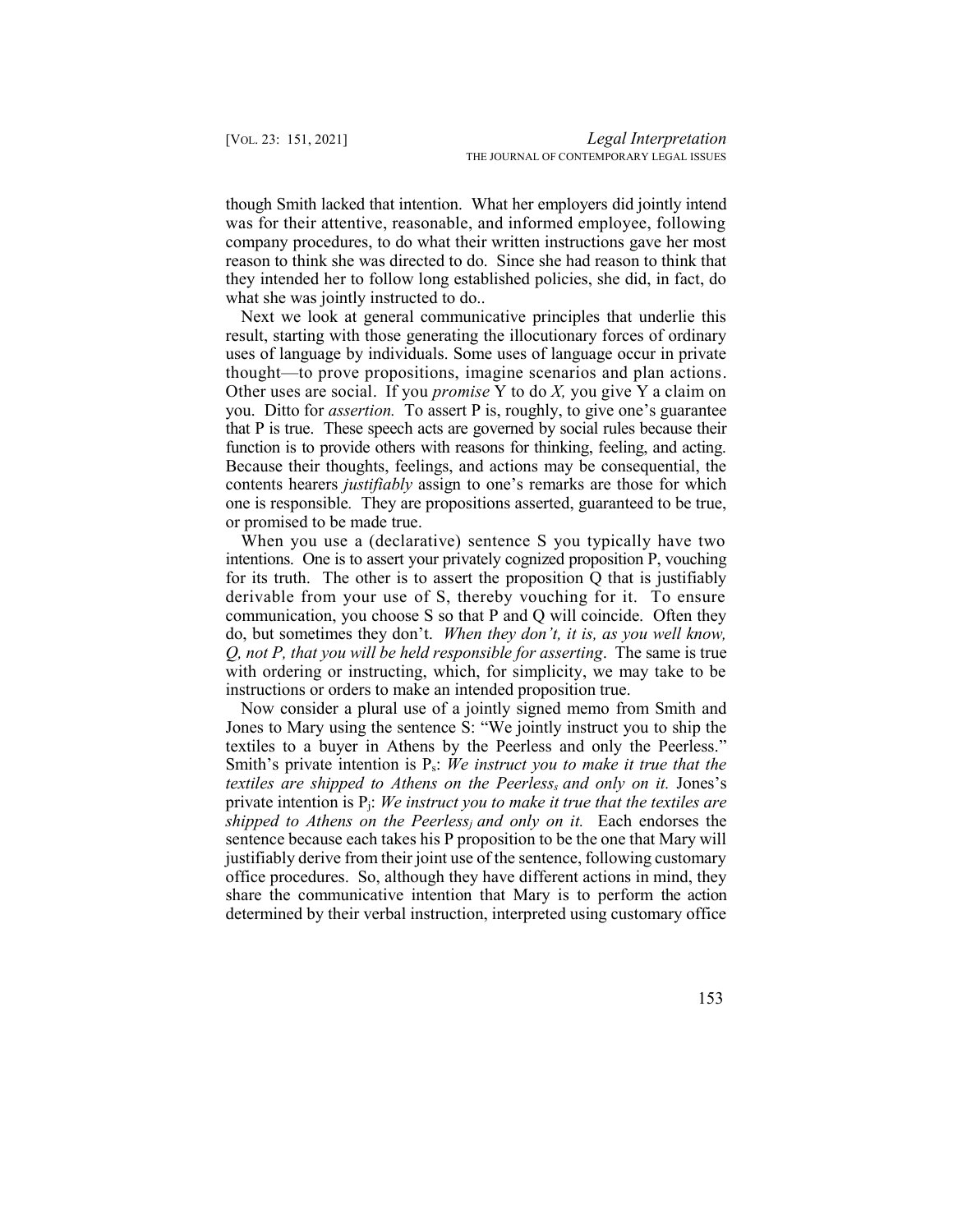though Smith lacked that intention. What her employers did jointly intend was for their attentive, reasonable, and informed employee, following company procedures, to do what their written instructions gave her most reason to think she was directed to do. Since she had reason to think that they intended her to follow long established policies, she did, in fact, do what she was jointly instructed to do..

Next we look at general communicative principles that underlie this result, starting with those generating the illocutionary forces of ordinary uses of language by individuals. Some uses of language occur in private thought—to prove propositions, imagine scenarios and plan actions. Other uses are social. If you *promise* Y to do *X,* you give Y a claim on you. Ditto for *assertion.* To assert P is, roughly, to give one's guarantee that P is true. These speech acts are governed by social rules because their function is to provide others with reasons for thinking, feeling, and acting. Because their thoughts, feelings, and actions may be consequential, the contents hearers *justifiably* assign to one's remarks are those for which one is responsible. They are propositions asserted, guaranteed to be true, or promised to be made true.

When you use a (declarative) sentence S you typically have two intentions. One is to assert your privately cognized proposition P, vouching for its truth. The other is to assert the proposition Q that is justifiably derivable from your use of S, thereby vouching for it. To ensure communication, you choose S so that P and Q will coincide. Often they do, but sometimes they don't. *When they don't, it is, as you well know, Q, not P, that you will be held responsible for asserting*. The same is true with ordering or instructing, which, for simplicity, we may take to be instructions or orders to make an intended proposition true.

Now consider a plural use of a jointly signed memo from Smith and Jones to Mary using the sentence S: "We jointly instruct you to ship the textiles to a buyer in Athens by the Peerless and only the Peerless." Smith's private intention is $P_s$: *We instruct you to make it true that the textiles are shipped to Athens on the Peerless$_s$ and only on it.* Jones's private intention is $P_j$: *We instruct you to make it true that the textiles are shipped to Athens on the Peerless$_j$ and only on it.* Each endorses the sentence because each takes his P proposition to be the one that Mary will justifiably derive from their joint use of the sentence, following customary office procedures. So, although they have different actions in mind, they share the communicative intention that Mary is to perform the action determined by their verbal instruction, interpreted using customary office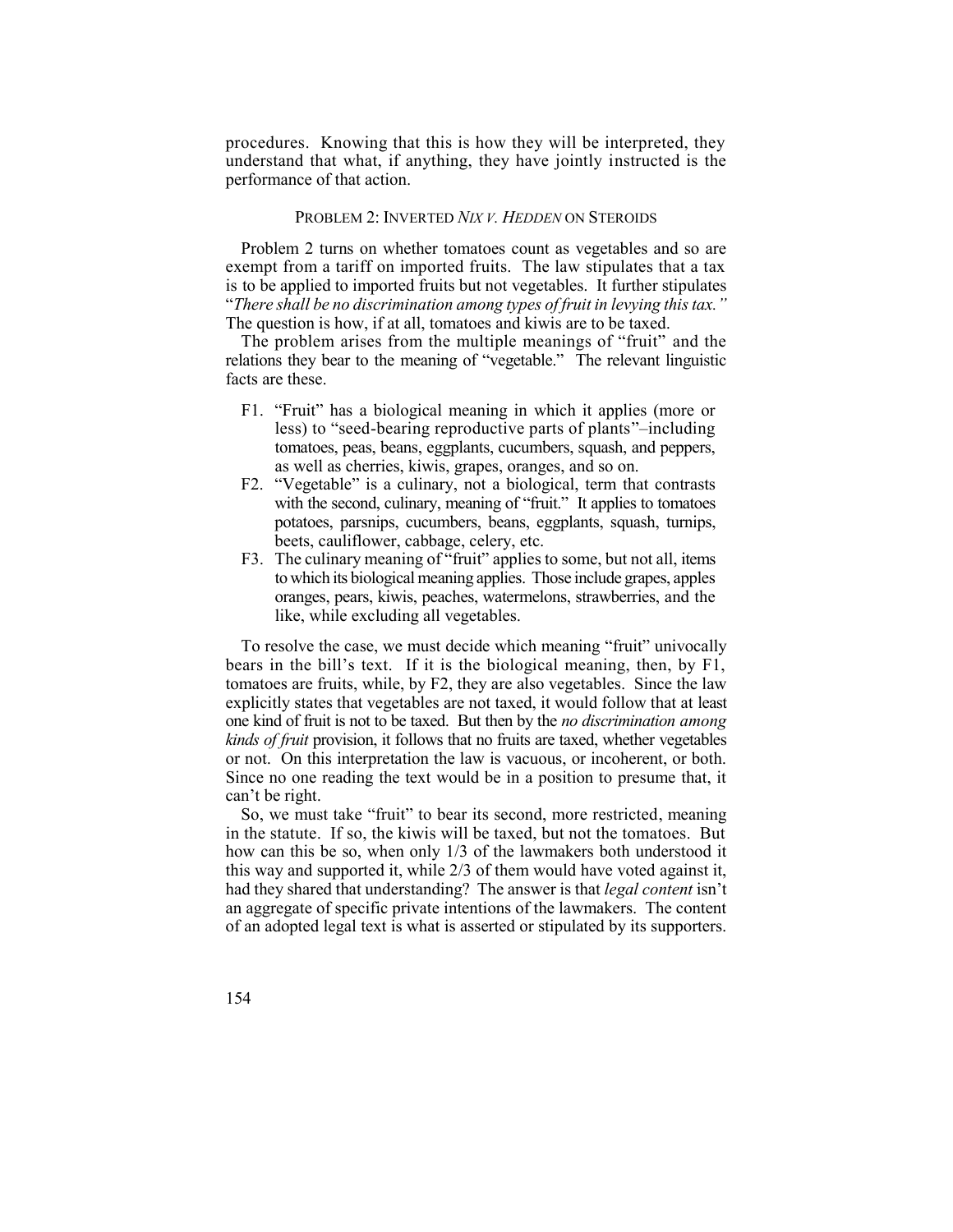procedures. Knowing that this is how they will be interpreted, they understand that what, if anything, they have jointly instructed is the performance of that action.

### PROBLEM 2: INVERTED *NIX V. HEDDEN* ON STEROIDS

Problem 2 turns on whether tomatoes count as vegetables and so are exempt from a tariff on imported fruits. The law stipulates that a tax is to be applied to imported fruits but not vegetables. It further stipulates "*There shall be no discrimination among types of fruit in levying this tax.*" The question is how, if at all, tomatoes and kiwis are to be taxed.

The problem arises from the multiple meanings of "fruit" and the relations they bear to the meaning of "vegetable." The relevant linguistic facts are these.

- F1. "Fruit" has a biological meaning in which it applies (more or less) to "seed-bearing reproductive parts of plants"–including tomatoes, peas, beans, eggplants, cucumbers, squash, and peppers, as well as cherries, kiwis, grapes, oranges, and so on.
- F2. "Vegetable" is a culinary, not a biological, term that contrasts with the second, culinary, meaning of "fruit." It applies to tomatoes potatoes, parsnips, cucumbers, beans, eggplants, squash, turnips, beets, cauliflower, cabbage, celery, etc.
- F3. The culinary meaning of "fruit" applies to some, but not all, items to which its biological meaning applies. Those include grapes, apples oranges, pears, kiwis, peaches, watermelons, strawberries, and the like, while excluding all vegetables.

To resolve the case, we must decide which meaning "fruit" univocally bears in the bill's text. If it is the biological meaning, then, by F1, tomatoes are fruits, while, by F2, they are also vegetables. Since the law explicitly states that vegetables are not taxed, it would follow that at least one kind of fruit is not to be taxed. But then by the *no discrimination among kinds of fruit* provision, it follows that no fruits are taxed, whether vegetables or not. On this interpretation the law is vacuous, or incoherent, or both. Since no one reading the text would be in a position to presume that, it can't be right.

So, we must take "fruit" to bear its second, more restricted, meaning in the statute. If so, the kiwis will be taxed, but not the tomatoes. But how can this be so, when only 1/3 of the lawmakers both understood it this way and supported it, while 2/3 of them would have voted against it, had they shared that understanding? The answer is that *legal content* isn't an aggregate of specific private intentions of the lawmakers. The content of an adopted legal text is what is asserted or stipulated by its supporters.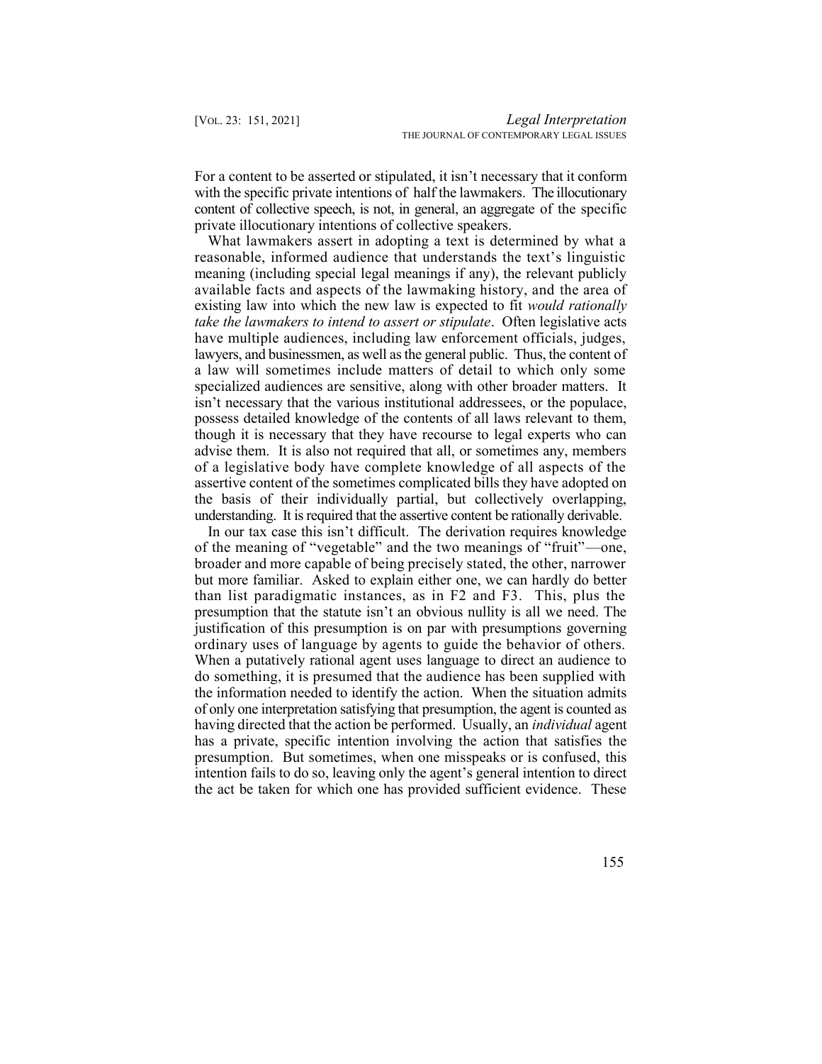For a content to be asserted or stipulated, it isn't necessary that it conform with the specific private intentions of half the lawmakers. The illocutionary content of collective speech, is not, in general, an aggregate of the specific private illocutionary intentions of collective speakers.

What lawmakers assert in adopting a text is determined by what a reasonable, informed audience that understands the text's linguistic meaning (including special legal meanings if any), the relevant publicly available facts and aspects of the lawmaking history, and the area of existing law into which the new law is expected to fit *would rationally take the lawmakers to intend to assert or stipulate*. Often legislative acts have multiple audiences, including law enforcement officials, judges, lawyers, and businessmen, as well as the general public. Thus, the content of a law will sometimes include matters of detail to which only some specialized audiences are sensitive, along with other broader matters. It isn't necessary that the various institutional addressees, or the populace, possess detailed knowledge of the contents of all laws relevant to them, though it is necessary that they have recourse to legal experts who can advise them. It is also not required that all, or sometimes any, members of a legislative body have complete knowledge of all aspects of the assertive content of the sometimes complicated bills they have adopted on the basis of their individually partial, but collectively overlapping, understanding. It is required that the assertive content be rationally derivable.

In our tax case this isn't difficult. The derivation requires knowledge of the meaning of "vegetable" and the two meanings of "fruit"—one, broader and more capable of being precisely stated, the other, narrower but more familiar. Asked to explain either one, we can hardly do better than list paradigmatic instances, as in F2 and F3. This, plus the presumption that the statute isn't an obvious nullity is all we need. The justification of this presumption is on par with presumptions governing ordinary uses of language by agents to guide the behavior of others. When a putatively rational agent uses language to direct an audience to do something, it is presumed that the audience has been supplied with the information needed to identify the action. When the situation admits of only one interpretation satisfying that presumption, the agent is counted as having directed that the action be performed. Usually, an *individual* agent has a private, specific intention involving the action that satisfies the presumption. But sometimes, when one misspeaks or is confused, this intention fails to do so, leaving only the agent's general intention to direct the act be taken for which one has provided sufficient evidence. These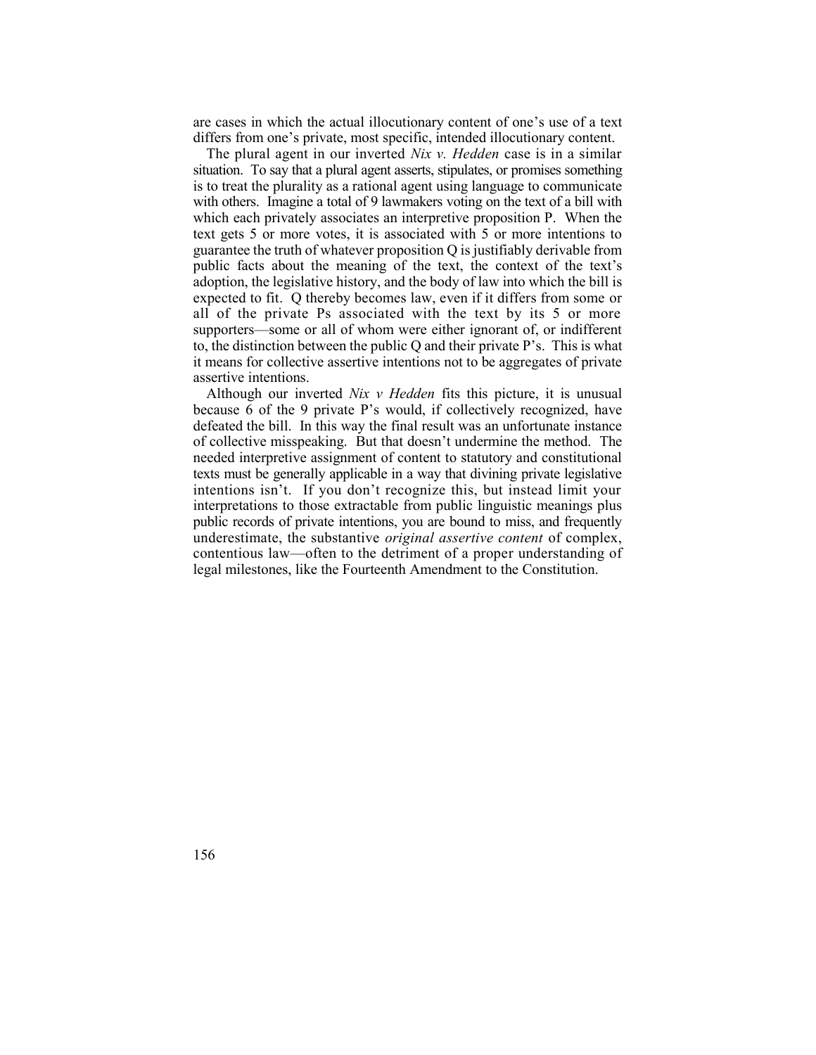are cases in which the actual illocutionary content of one's use of a text differs from one's private, most specific, intended illocutionary content.

The plural agent in our inverted *Nix v. Hedden* case is in a similar situation. To say that a plural agent asserts, stipulates, or promises something is to treat the plurality as a rational agent using language to communicate with others. Imagine a total of 9 lawmakers voting on the text of a bill with which each privately associates an interpretive proposition P. When the text gets 5 or more votes, it is associated with 5 or more intentions to guarantee the truth of whatever proposition Q is justifiably derivable from public facts about the meaning of the text, the context of the text's adoption, the legislative history, and the body of law into which the bill is expected to fit. Q thereby becomes law, even if it differs from some or all of the private Ps associated with the text by its 5 or more supporters—some or all of whom were either ignorant of, or indifferent to, the distinction between the public Q and their private P's. This is what it means for collective assertive intentions not to be aggregates of private assertive intentions.

Although our inverted *Nix v Hedden* fits this picture, it is unusual because 6 of the 9 private P's would, if collectively recognized, have defeated the bill. In this way the final result was an unfortunate instance of collective misspeaking. But that doesn't undermine the method. The needed interpretive assignment of content to statutory and constitutional texts must be generally applicable in a way that divining private legislative intentions isn't. If you don't recognize this, but instead limit your interpretations to those extractable from public linguistic meanings plus public records of private intentions, you are bound to miss, and frequently underestimate, the substantive *original assertive content* of complex, contentious law—often to the detriment of a proper understanding of legal milestones, like the Fourteenth Amendment to the Constitution.